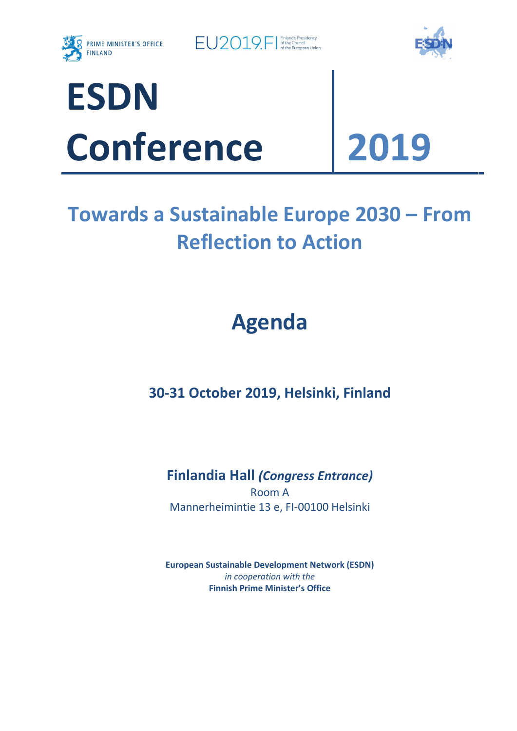PRIME MINISTER'S OFFICE FINLAND

EU2019.FI Finland's Presidency of the Council of the European Union

# ESDN Conference 2019

## Towards a Sustainable Europe 2030 – From Reflection to Action

## Agenda

**30-31 October 2019, Helsinki, Finland**

**Finlandia Hall** ***(Congress Entrance)***
Room A
Mannerheimintie 13 e, FI-00100 Helsinki

**European Sustainable Development Network (ESDN)**
*in cooperation with the*
**Finnish Prime Minister's Office**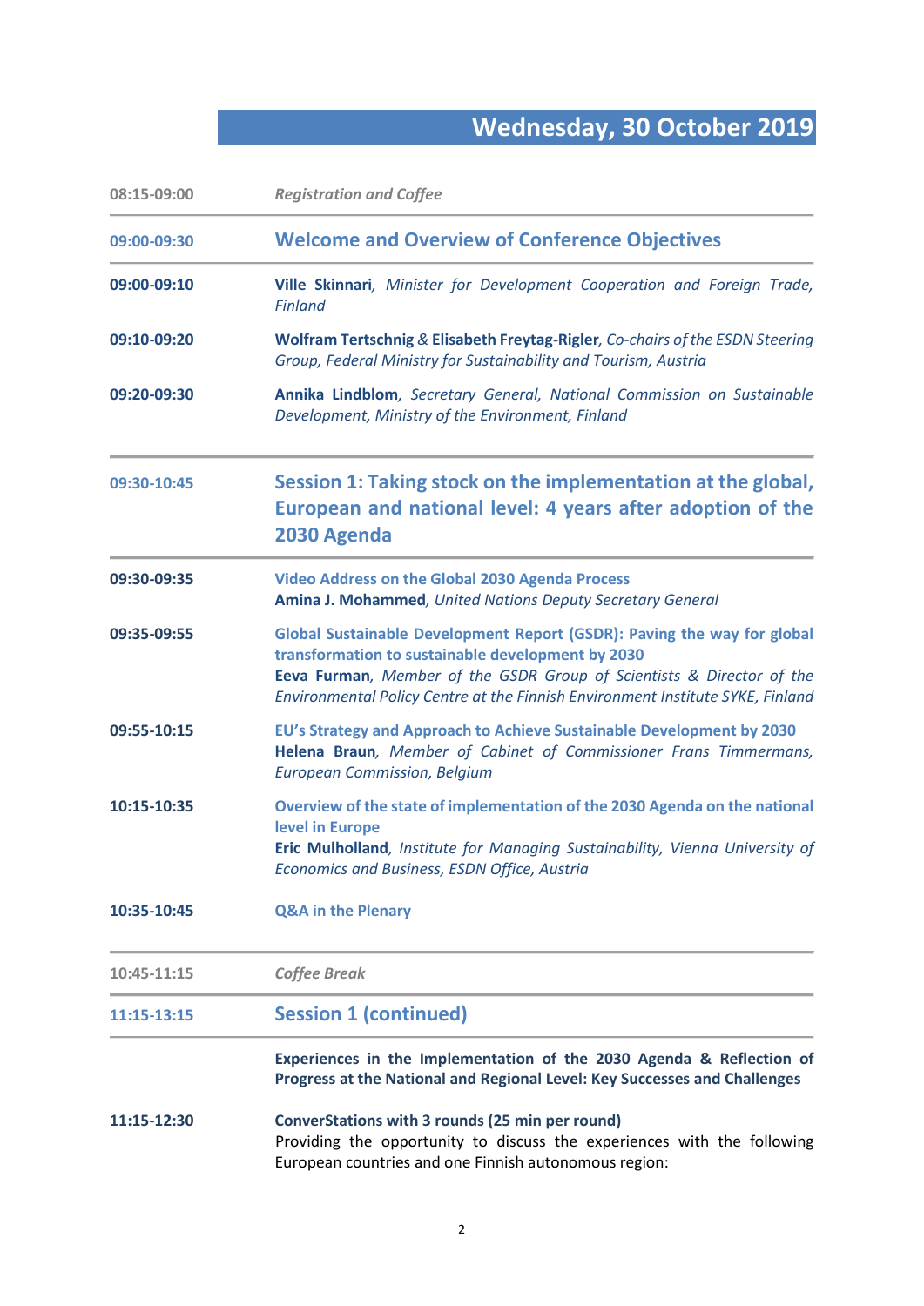# Wednesday, 30 October 2019

| | |
|---|---|
| 08:15-09:00 | *Registration and Coffee* |
| **09:00-09:30** | **Welcome and Overview of Conference Objectives** |
| **09:00-09:10** | **Ville Skinnari**, *Minister for Development Cooperation and Foreign Trade, Finland* |
| **09:10-09:20** | **Wolfram Tertschnig** & **Elisabeth Freytag-Rigler**, *Co-chairs of the ESDN Steering Group, Federal Ministry for Sustainability and Tourism, Austria* |
| **09:20-09:30** | **Annika Lindblom**, *Secretary General, National Commission on Sustainable Development, Ministry of the Environment, Finland* |
| **09:30-10:45** | **Session 1: Taking stock on the implementation at the global, European and national level: 4 years after adoption of the 2030 Agenda** |
| **09:30-09:35** | **Video Address on the Global 2030 Agenda Process**<br>**Amina J. Mohammed**, *United Nations Deputy Secretary General* |
| **09:35-09:55** | **Global Sustainable Development Report (GSDR): Paving the way for global transformation to sustainable development by 2030**<br>**Eeva Furman**, *Member of the GSDR Group of Scientists & Director of the Environmental Policy Centre at the Finnish Environment Institute SYKE, Finland* |
| **09:55-10:15** | **EU's Strategy and Approach to Achieve Sustainable Development by 2030**<br>**Helena Braun**, *Member of Cabinet of Commissioner Frans Timmermans, European Commission, Belgium* |
| **10:15-10:35** | **Overview of the state of implementation of the 2030 Agenda on the national level in Europe**<br>**Eric Mulholland**, *Institute for Managing Sustainability, Vienna University of Economics and Business, ESDN Office, Austria* |
| **10:35-10:45** | **Q&A in the Plenary** |
| 10:45-11:15 | *Coffee Break* |
| **11:15-13:15** | **Session 1 (continued)** |
| | **Experiences in the Implementation of the 2030 Agenda & Reflection of Progress at the National and Regional Level: Key Successes and Challenges** |
| **11:15-12:30** | **ConverStations with 3 rounds (25 min per round)**<br>Providing the opportunity to discuss the experiences with the following European countries and one Finnish autonomous region: |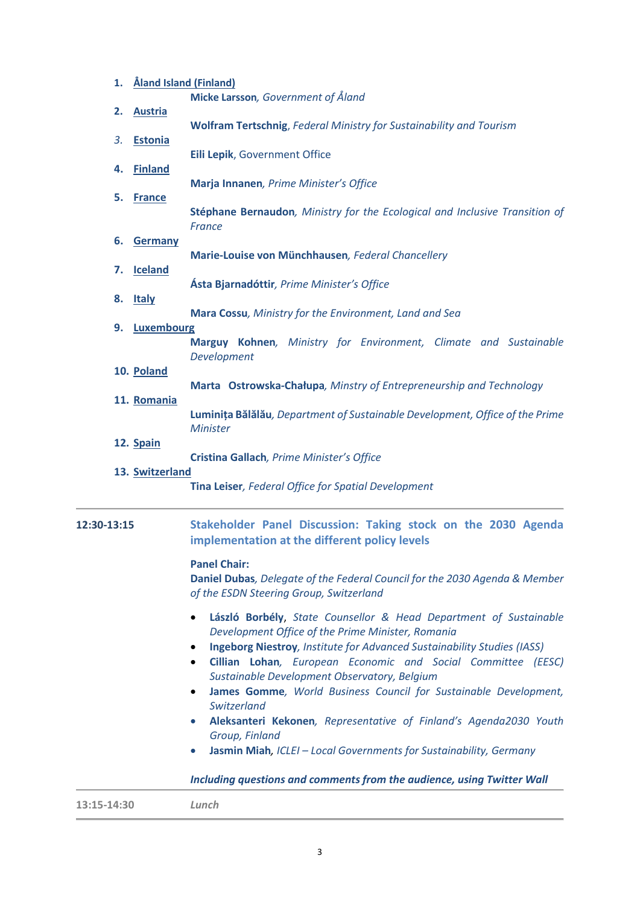1. **Åland Island (Finland)**

   **Micke Larsson**, *Government of Åland*

2. **Austria**

   **Wolfram Tertschnig**, *Federal Ministry for Sustainability and Tourism*

3. **Estonia**

   **Eili Lepik**, Government Office

4. **Finland**

   **Marja Innanen**, *Prime Minister's Office*

5. **France**

   **Stéphane Bernaudon**, *Ministry for the Ecological and Inclusive Transition of France*

6. **Germany**

   **Marie-Louise von Münchhausen**, *Federal Chancellery*

7. **Iceland**

   **Ásta Bjarnadóttir**, *Prime Minister's Office*

8. **Italy**

   **Mara Cossu**, *Ministry for the Environment, Land and Sea*

9. **Luxembourg**

   **Marguy Kohnen**, *Ministry for Environment, Climate and Sustainable Development*

10. **Poland**

    **Marta Ostrowska-Chałupa**, *Minstry of Entrepreneurship and Technology*

11. **Romania**

    **Luminița Bălălău**, *Department of Sustainable Development, Office of the Prime Minister*

12. **Spain**

    **Cristina Gallach**, *Prime Minister's Office*

13. **Switzerland**

    **Tina Leiser**, *Federal Office for Spatial Development*

---

**12:30-13:15**

**Stakeholder Panel Discussion: Taking stock on the 2030 Agenda implementation at the different policy levels**

**Panel Chair:**
**Daniel Dubas**, *Delegate of the Federal Council for the 2030 Agenda & Member of the ESDN Steering Group, Switzerland*

- **László Borbély**, *State Counsellor & Head Department of Sustainable Development Office of the Prime Minister, Romania*
- **Ingeborg Niestroy**, *Institute for Advanced Sustainability Studies (IASS)*
- **Cillian Lohan**, *European Economic and Social Committee (EESC) Sustainable Development Observatory, Belgium*
- **James Gomme**, *World Business Council for Sustainable Development, Switzerland*
- **Aleksanteri Kekonen**, *Representative of Finland's Agenda2030 Youth Group, Finland*
- **Jasmin Miah**, *ICLEI – Local Governments for Sustainability, Germany*

***Including questions and comments from the audience, using Twitter Wall***

---

**13:15-14:30** *Lunch*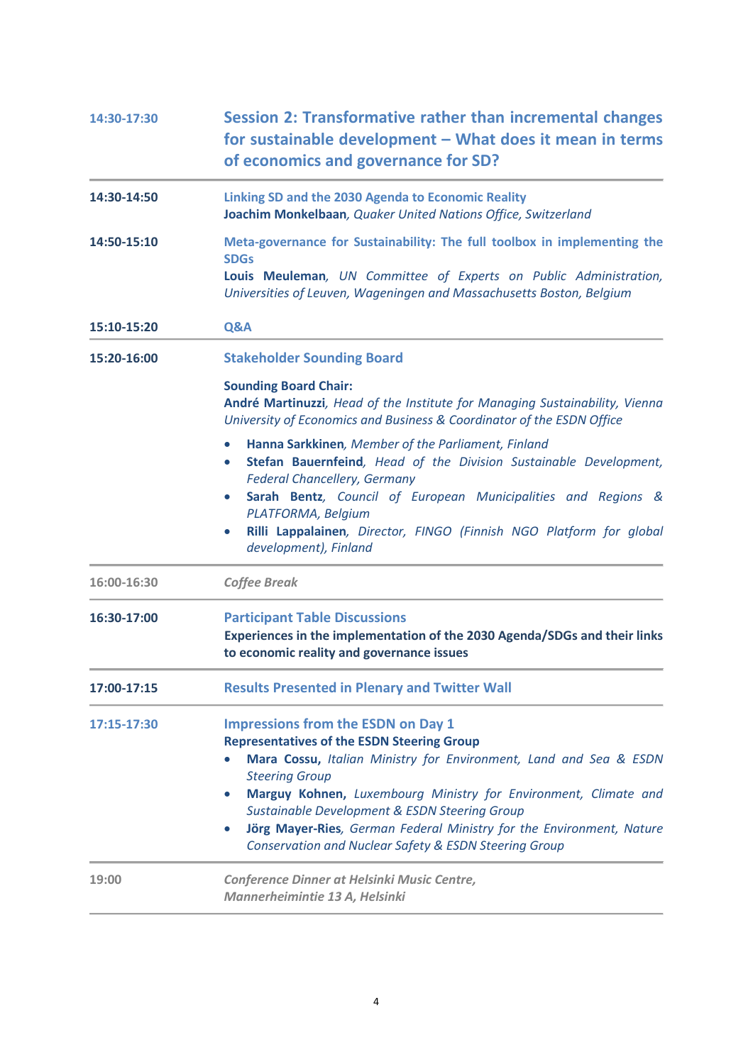| | |
|---|---|
| 14:30-17:30 | **Session 2: Transformative rather than incremental changes for sustainable development – What does it mean in terms of economics and governance for SD?** |
| **14:30-14:50** | **Linking SD and the 2030 Agenda to Economic Reality**<br>**Joachim Monkelbaan**, *Quaker United Nations Office, Switzerland* |
| **14:50-15:10** | **Meta-governance for Sustainability: The full toolbox in implementing the SDGs**<br>**Louis Meuleman**, *UN Committee of Experts on Public Administration, Universities of Leuven, Wageningen and Massachusetts Boston, Belgium* |
| **15:10-15:20** | **Q&A** |
| **15:20-16:00** | **Stakeholder Sounding Board**<br><br>**Sounding Board Chair:**<br>**André Martinuzzi**, *Head of the Institute for Managing Sustainability, Vienna University of Economics and Business & Coordinator of the ESDN Office*<br><br>• **Hanna Sarkkinen**, *Member of the Parliament, Finland*<br>• **Stefan Bauernfeind**, *Head of the Division Sustainable Development, Federal Chancellery, Germany*<br>• **Sarah Bentz**, *Council of European Municipalities and Regions & PLATFORMA, Belgium*<br>• **Rilli Lappalainen**, *Director, FINGO (Finnish NGO Platform for global development), Finland* |
| 16:00-16:30 | *Coffee Break* |
| **16:30-17:00** | **Participant Table Discussions**<br>**Experiences in the implementation of the 2030 Agenda/SDGs and their links to economic reality and governance issues** |
| **17:00-17:15** | **Results Presented in Plenary and Twitter Wall** |
| 17:15-17:30 | **Impressions from the ESDN on Day 1**<br>**Representatives of the ESDN Steering Group**<br>• **Mara Cossu,** *Italian Ministry for Environment, Land and Sea & ESDN Steering Group*<br>• **Marguy Kohnen,** *Luxembourg Ministry for Environment, Climate and Sustainable Development & ESDN Steering Group*<br>• **Jörg Mayer-Ries**, *German Federal Ministry for the Environment, Nature Conservation and Nuclear Safety & ESDN Steering Group* |
| 19:00 | *Conference Dinner at Helsinki Music Centre, Mannerheimintie 13 A, Helsinki* |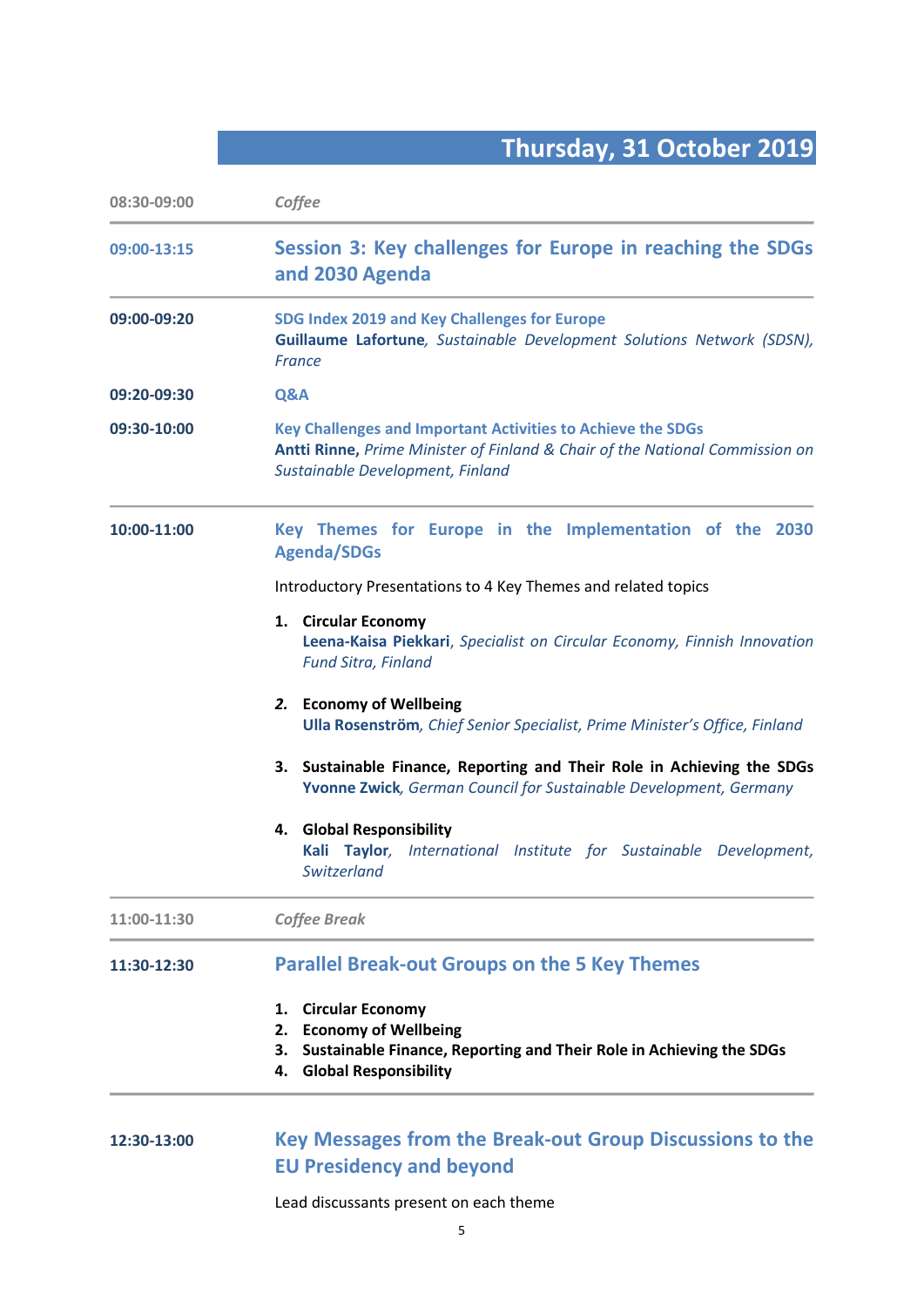## Thursday, 31 October 2019

| | |
|---|---|
| 08:30-09:00 | *Coffee* |
| **09:00-13:15** | **Session 3: Key challenges for Europe in reaching the SDGs and 2030 Agenda** |
| **09:00-09:20** | **SDG Index 2019 and Key Challenges for Europe**<br>**Guillaume Lafortune**, *Sustainable Development Solutions Network (SDSN), France* |
| **09:20-09:30** | **Q&A** |
| **09:30-10:00** | **Key Challenges and Important Activities to Achieve the SDGs**<br>**Antti Rinne,** *Prime Minister of Finland & Chair of the National Commission on Sustainable Development, Finland* |
| **10:00-11:00** | **Key Themes for Europe in the Implementation of the 2030 Agenda/SDGs**<br><br>Introductory Presentations to 4 Key Themes and related topics<br><br>1. **Circular Economy**<br>**Leena-Kaisa Piekkari**, *Specialist on Circular Economy, Finnish Innovation Fund Sitra, Finland*<br><br>2. **Economy of Wellbeing**<br>**Ulla Rosenström**, *Chief Senior Specialist, Prime Minister's Office, Finland*<br><br>3. **Sustainable Finance, Reporting and Their Role in Achieving the SDGs**<br>**Yvonne Zwick**, *German Council for Sustainable Development, Germany*<br><br>4. **Global Responsibility**<br>**Kali Taylor**, *International Institute for Sustainable Development, Switzerland* |
| 11:00-11:30 | *Coffee Break* |
| **11:30-12:30** | **Parallel Break-out Groups on the 5 Key Themes**<br><br>1. **Circular Economy**<br>2. **Economy of Wellbeing**<br>3. **Sustainable Finance, Reporting and Their Role in Achieving the SDGs**<br>4. **Global Responsibility** |
| **12:30-13:00** | **Key Messages from the Break-out Group Discussions to the EU Presidency and beyond**<br><br>Lead discussants present on each theme |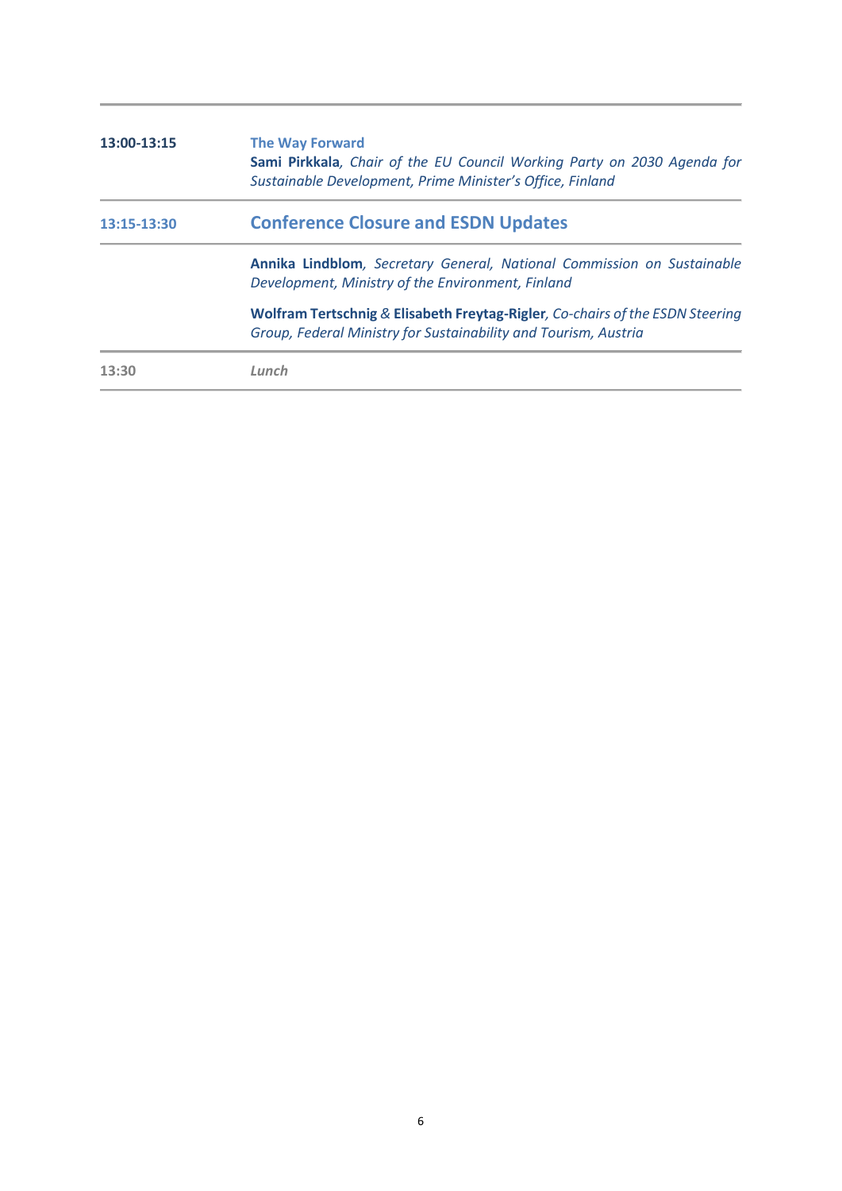| | |
|---|---|
| **13:00-13:15** | **The Way Forward**<br>**Sami Pirkkala**, *Chair of the EU Council Working Party on 2030 Agenda for Sustainable Development, Prime Minister's Office, Finland* |
| **13:15-13:30** | **Conference Closure and ESDN Updates** |
| | **Annika Lindblom**, *Secretary General, National Commission on Sustainable Development, Ministry of the Environment, Finland*<br><br>**Wolfram Tertschnig** & **Elisabeth Freytag-Rigler**, *Co-chairs of the ESDN Steering Group, Federal Ministry for Sustainability and Tourism, Austria* |
| **13:30** | ***Lunch*** |